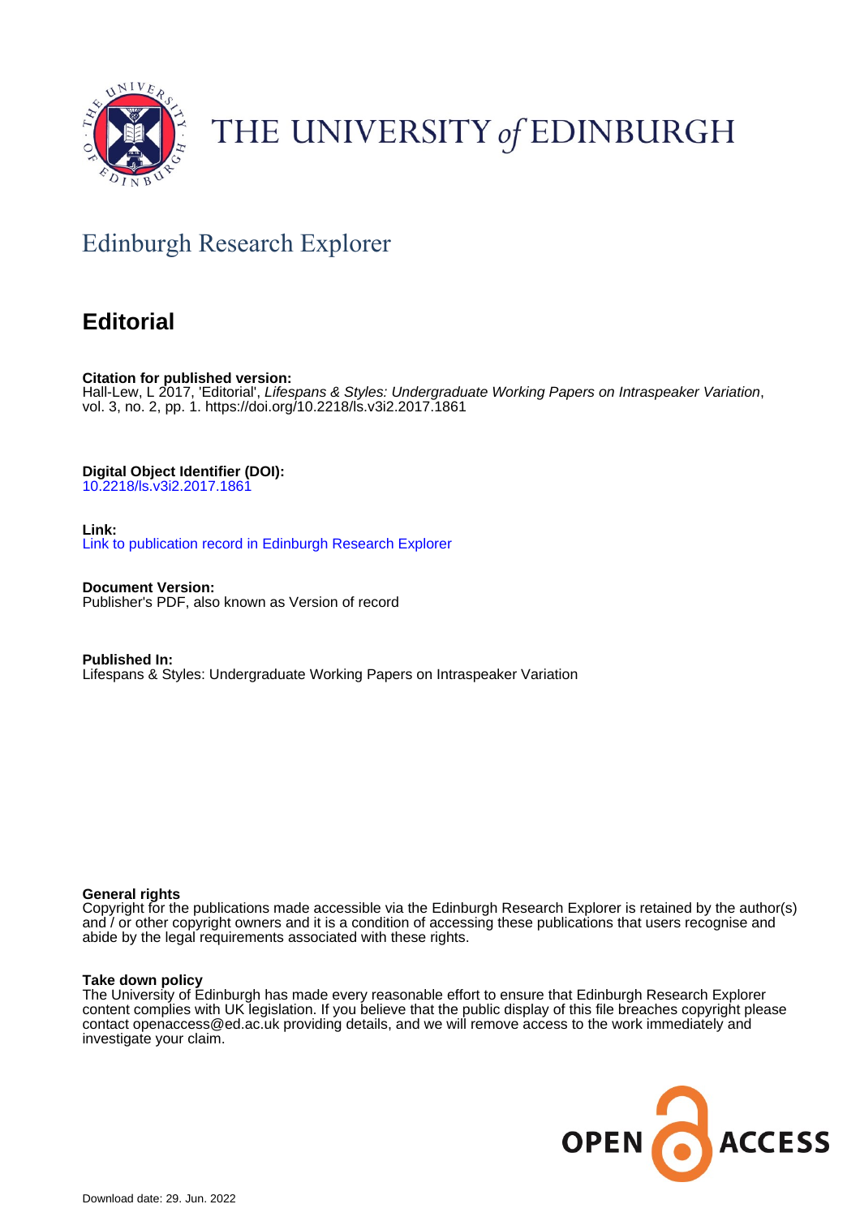THE UNIVERSITY *of* EDINBURGH

## Edinburgh Research Explorer

# Editorial

**Citation for published version:**
Hall-Lew, L 2017, 'Editorial', *Lifespans & Styles: Undergraduate Working Papers on Intraspeaker Variation*, vol. 3, no. 2, pp. 1. https://doi.org/10.2218/ls.v3i2.2017.1861

**Digital Object Identifier (DOI):**
10.2218/ls.v3i2.2017.1861

**Link:**
Link to publication record in Edinburgh Research Explorer

**Document Version:**
Publisher's PDF, also known as Version of record

**Published In:**
Lifespans & Styles: Undergraduate Working Papers on Intraspeaker Variation

**General rights**
Copyright for the publications made accessible via the Edinburgh Research Explorer is retained by the author(s) and / or other copyright owners and it is a condition of accessing these publications that users recognise and abide by the legal requirements associated with these rights.

**Take down policy**
The University of Edinburgh has made every reasonable effort to ensure that Edinburgh Research Explorer content complies with UK legislation. If you believe that the public display of this file breaches copyright please contact openaccess@ed.ac.uk providing details, and we will remove access to the work immediately and investigate your claim.

OPEN ACCESS

Download date: 29. Jun. 2022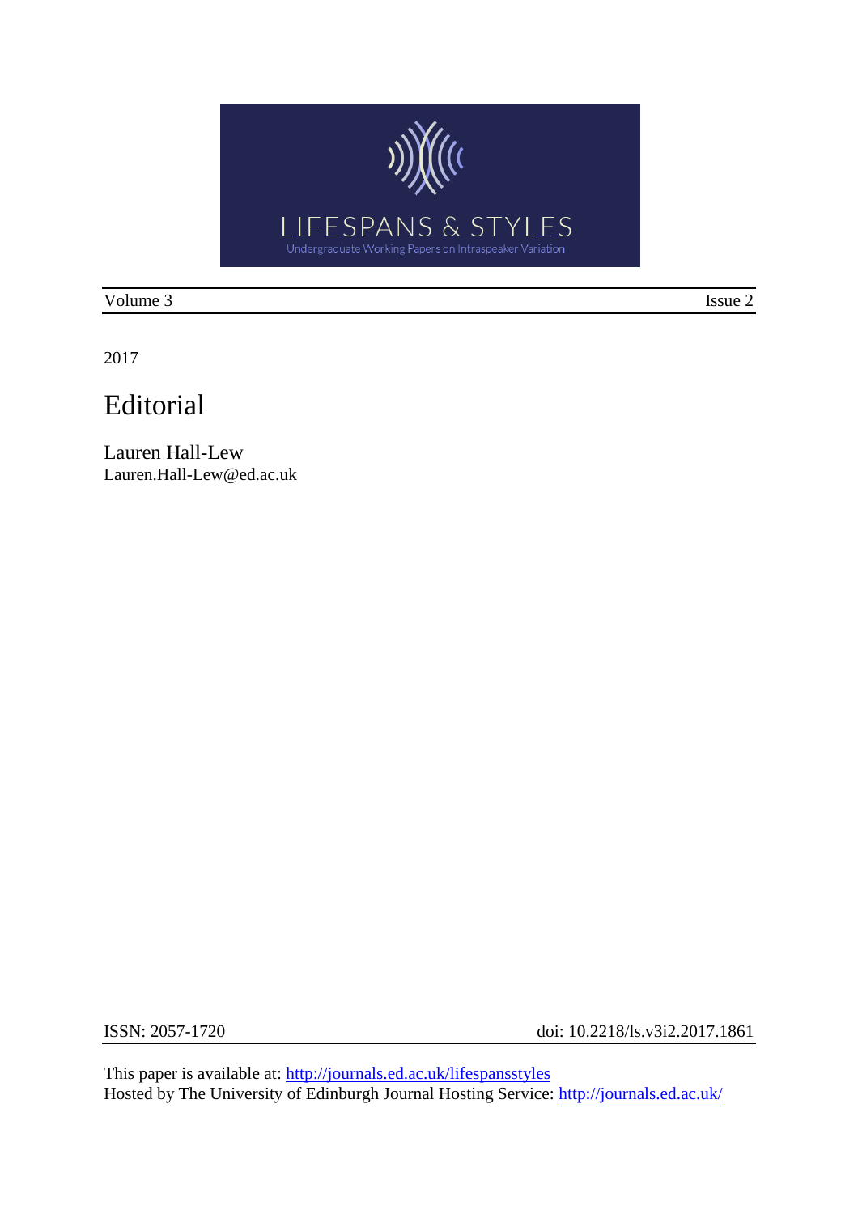2017

# Editorial

Lauren Hall-Lew
Lauren.Hall-Lew@ed.ac.uk

ISSN: 2057-1720 doi: 10.2218/ls.v3i2.2017.1861

This paper is available at: http://journals.ed.ac.uk/lifespansstyles
Hosted by The University of Edinburgh Journal Hosting Service: http://journals.ed.ac.uk/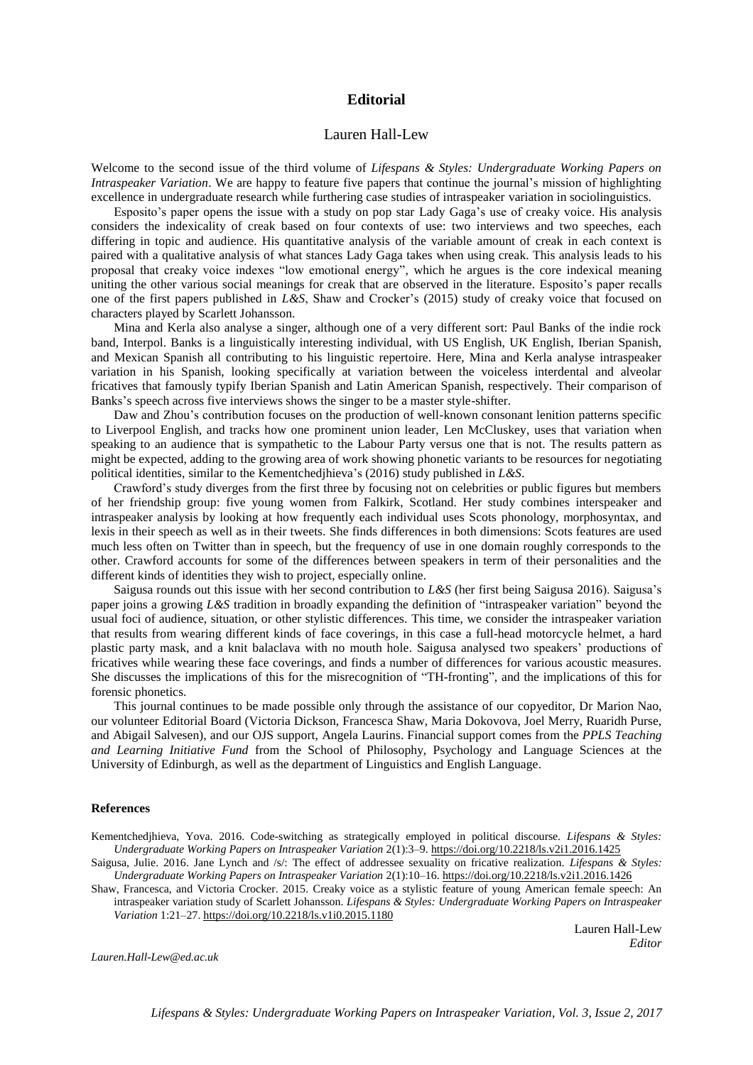# Editorial

Lauren Hall-Lew

Welcome to the second issue of the third volume of *Lifespans & Styles: Undergraduate Working Papers on Intraspeaker Variation*. We are happy to feature five papers that continue the journal's mission of highlighting excellence in undergraduate research while furthering case studies of intraspeaker variation in sociolinguistics.

Esposito's paper opens the issue with a study on pop star Lady Gaga's use of creaky voice. His analysis considers the indexicality of creak based on four contexts of use: two interviews and two speeches, each differing in topic and audience. His quantitative analysis of the variable amount of creak in each context is paired with a qualitative analysis of what stances Lady Gaga takes when using creak. This analysis leads to his proposal that creaky voice indexes "low emotional energy", which he argues is the core indexical meaning uniting the other various social meanings for creak that are observed in the literature. Esposito's paper recalls one of the first papers published in *L&S*, Shaw and Crocker's (2015) study of creaky voice that focused on characters played by Scarlett Johansson.

Mina and Kerla also analyse a singer, although one of a very different sort: Paul Banks of the indie rock band, Interpol. Banks is a linguistically interesting individual, with US English, UK English, Iberian Spanish, and Mexican Spanish all contributing to his linguistic repertoire. Here, Mina and Kerla analyse intraspeaker variation in his Spanish, looking specifically at variation between the voiceless interdental and alveolar fricatives that famously typify Iberian Spanish and Latin American Spanish, respectively. Their comparison of Banks's speech across five interviews shows the singer to be a master style-shifter.

Daw and Zhou's contribution focuses on the production of well-known consonant lenition patterns specific to Liverpool English, and tracks how one prominent union leader, Len McCluskey, uses that variation when speaking to an audience that is sympathetic to the Labour Party versus one that is not. The results pattern as might be expected, adding to the growing area of work showing phonetic variants to be resources for negotiating political identities, similar to the Kementchedjhieva's (2016) study published in *L&S*.

Crawford's study diverges from the first three by focusing not on celebrities or public figures but members of her friendship group: five young women from Falkirk, Scotland. Her study combines interspeaker and intraspeaker analysis by looking at how frequently each individual uses Scots phonology, morphosyntax, and lexis in their speech as well as in their tweets. She finds differences in both dimensions: Scots features are used much less often on Twitter than in speech, but the frequency of use in one domain roughly corresponds to the other. Crawford accounts for some of the differences between speakers in term of their personalities and the different kinds of identities they wish to project, especially online.

Saigusa rounds out this issue with her second contribution to *L&S* (her first being Saigusa 2016). Saigusa's paper joins a growing *L&S* tradition in broadly expanding the definition of "intraspeaker variation" beyond the usual foci of audience, situation, or other stylistic differences. This time, we consider the intraspeaker variation that results from wearing different kinds of face coverings, in this case a full-head motorcycle helmet, a hard plastic party mask, and a knit balaclava with no mouth hole. Saigusa analysed two speakers' productions of fricatives while wearing these face coverings, and finds a number of differences for various acoustic measures. She discusses the implications of this for the misrecognition of "TH-fronting", and the implications of this for forensic phonetics.

This journal continues to be made possible only through the assistance of our copyeditor, Dr Marion Nao, our volunteer Editorial Board (Victoria Dickson, Francesca Shaw, Maria Dokovova, Joel Merry, Ruaridh Purse, and Abigail Salvesen), and our OJS support, Angela Laurins. Financial support comes from the *PPLS Teaching and Learning Initiative Fund* from the School of Philosophy, Psychology and Language Sciences at the University of Edinburgh, as well as the department of Linguistics and English Language.

**References**

Kementchedjhieva, Yova. 2016. Code-switching as strategically employed in political discourse. *Lifespans & Styles: Undergraduate Working Papers on Intraspeaker Variation* 2(1):3–9. https://doi.org/10.2218/ls.v2i1.2016.1425

Saigusa, Julie. 2016. Jane Lynch and /s/: The effect of addressee sexuality on fricative realization. *Lifespans & Styles: Undergraduate Working Papers on Intraspeaker Variation* 2(1):10–16. https://doi.org/10.2218/ls.v2i1.2016.1426

Shaw, Francesca, and Victoria Crocker. 2015. Creaky voice as a stylistic feature of young American female speech: An intraspeaker variation study of Scarlett Johansson. *Lifespans & Styles: Undergraduate Working Papers on Intraspeaker Variation* 1:21–27. https://doi.org/10.2218/ls.v1i0.2015.1180

Lauren Hall-Lew
*Editor*

*Lauren.Hall-Lew@ed.ac.uk*